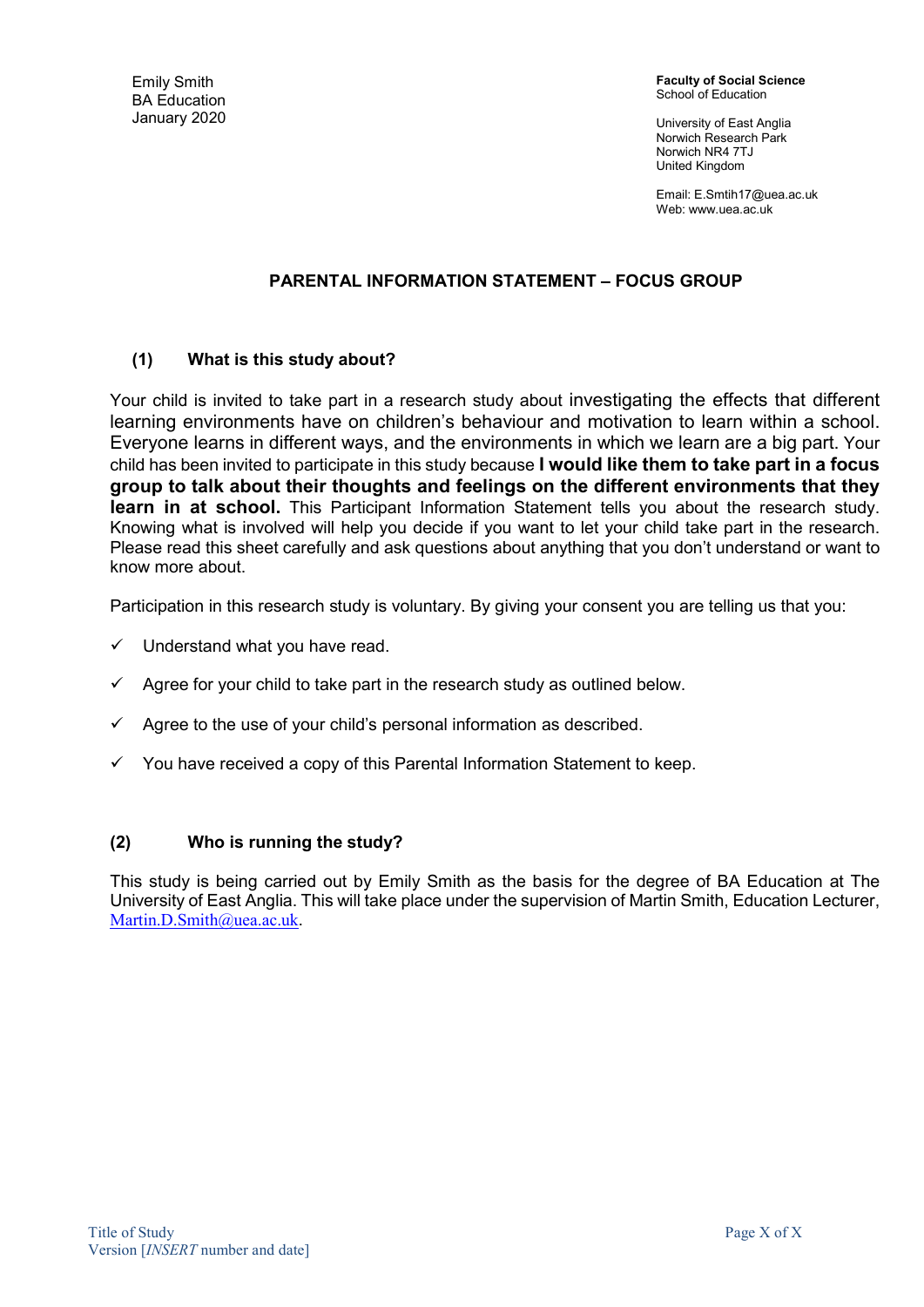Emily Smith
BA Education
January 2020

**Faculty of Social Science**
School of Education

University of East Anglia
Norwich Research Park
Norwich NR4 7TJ
United Kingdom

Email: E.Smtih17@uea.ac.uk
Web: www.uea.ac.uk

## PARENTAL INFORMATION STATEMENT – FOCUS GROUP

### (1) What is this study about?

Your child is invited to take part in a research study about investigating the effects that different learning environments have on children's behaviour and motivation to learn within a school. Everyone learns in different ways, and the environments in which we learn are a big part. Your child has been invited to participate in this study because **I would like them to take part in a focus group to talk about their thoughts and feelings on the different environments that they learn in at school.** This Participant Information Statement tells you about the research study. Knowing what is involved will help you decide if you want to let your child take part in the research. Please read this sheet carefully and ask questions about anything that you don't understand or want to know more about.

Participation in this research study is voluntary. By giving your consent you are telling us that you:

- ✓ Understand what you have read.
- ✓ Agree for your child to take part in the research study as outlined below.
- ✓ Agree to the use of your child's personal information as described.
- ✓ You have received a copy of this Parental Information Statement to keep.

### (2) Who is running the study?

This study is being carried out by Emily Smith as the basis for the degree of BA Education at The University of East Anglia. This will take place under the supervision of Martin Smith, Education Lecturer, Martin.D.Smith@uea.ac.uk.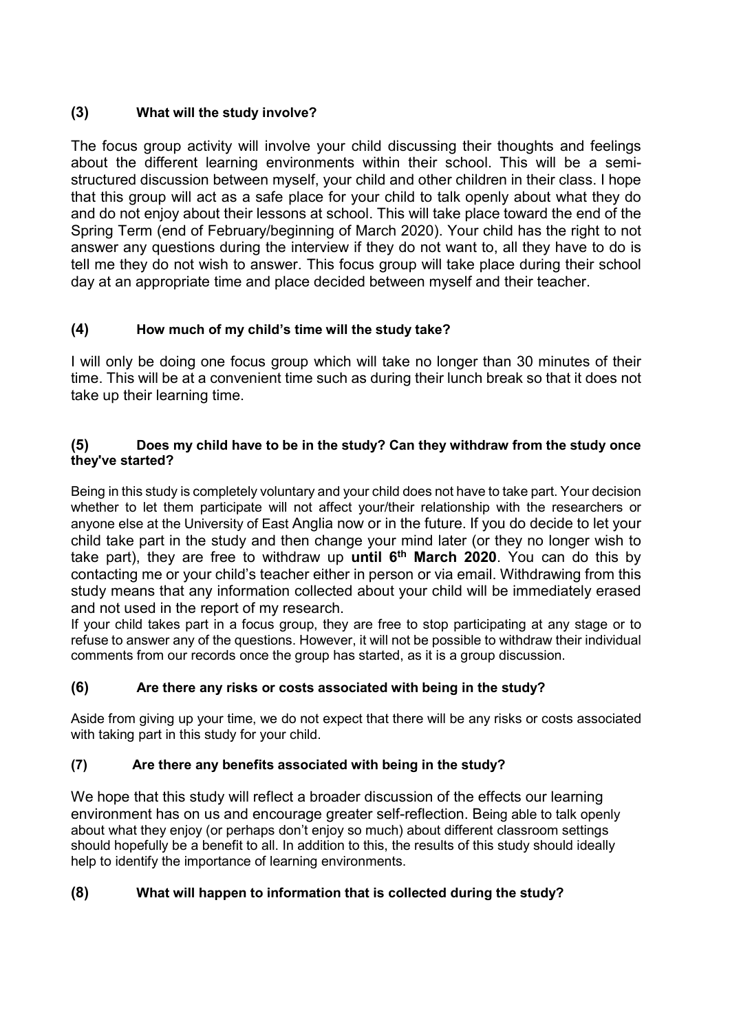### (3) What will the study involve?

The focus group activity will involve your child discussing their thoughts and feelings about the different learning environments within their school. This will be a semi-structured discussion between myself, your child and other children in their class. I hope that this group will act as a safe place for your child to talk openly about what they do and do not enjoy about their lessons at school. This will take place toward the end of the Spring Term (end of February/beginning of March 2020). Your child has the right to not answer any questions during the interview if they do not want to, all they have to do is tell me they do not wish to answer. This focus group will take place during their school day at an appropriate time and place decided between myself and their teacher.

### (4) How much of my child's time will the study take?

I will only be doing one focus group which will take no longer than 30 minutes of their time. This will be at a convenient time such as during their lunch break so that it does not take up their learning time.

### (5) Does my child have to be in the study? Can they withdraw from the study once they've started?

Being in this study is completely voluntary and your child does not have to take part. Your decision whether to let them participate will not affect your/their relationship with the researchers or anyone else at the University of East Anglia now or in the future. If you do decide to let your child take part in the study and then change your mind later (or they no longer wish to take part), they are free to withdraw up **until 6th March 2020**. You can do this by contacting me or your child's teacher either in person or via email. Withdrawing from this study means that any information collected about your child will be immediately erased and not used in the report of my research.

If your child takes part in a focus group, they are free to stop participating at any stage or to refuse to answer any of the questions. However, it will not be possible to withdraw their individual comments from our records once the group has started, as it is a group discussion.

### (6) Are there any risks or costs associated with being in the study?

Aside from giving up your time, we do not expect that there will be any risks or costs associated with taking part in this study for your child.

### (7) Are there any benefits associated with being in the study?

We hope that this study will reflect a broader discussion of the effects our learning environment has on us and encourage greater self-reflection. Being able to talk openly about what they enjoy (or perhaps don't enjoy so much) about different classroom settings should hopefully be a benefit to all. In addition to this, the results of this study should ideally help to identify the importance of learning environments.

### (8) What will happen to information that is collected during the study?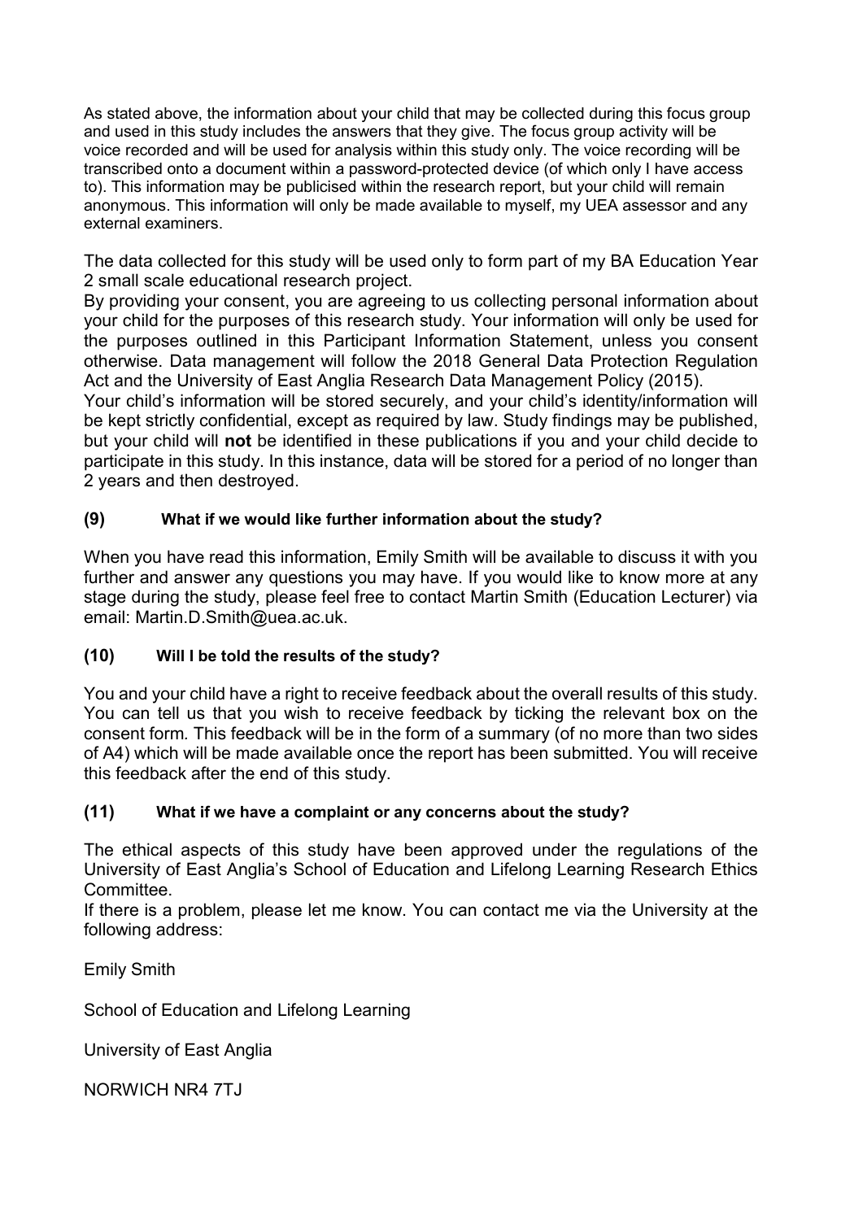As stated above, the information about your child that may be collected during this focus group and used in this study includes the answers that they give. The focus group activity will be voice recorded and will be used for analysis within this study only. The voice recording will be transcribed onto a document within a password-protected device (of which only I have access to). This information may be publicised within the research report, but your child will remain anonymous. This information will only be made available to myself, my UEA assessor and any external examiners.

The data collected for this study will be used only to form part of my BA Education Year 2 small scale educational research project.

By providing your consent, you are agreeing to us collecting personal information about your child for the purposes of this research study. Your information will only be used for the purposes outlined in this Participant Information Statement, unless you consent otherwise. Data management will follow the 2018 General Data Protection Regulation Act and the University of East Anglia Research Data Management Policy (2015).

Your child's information will be stored securely, and your child's identity/information will be kept strictly confidential, except as required by law. Study findings may be published, but your child will **not** be identified in these publications if you and your child decide to participate in this study. In this instance, data will be stored for a period of no longer than 2 years and then destroyed.

### (9) What if we would like further information about the study?

When you have read this information, Emily Smith will be available to discuss it with you further and answer any questions you may have. If you would like to know more at any stage during the study, please feel free to contact Martin Smith (Education Lecturer) via email: Martin.D.Smith@uea.ac.uk.

### (10) Will I be told the results of the study?

You and your child have a right to receive feedback about the overall results of this study. You can tell us that you wish to receive feedback by ticking the relevant box on the consent form*.* This feedback will be in the form of a summary (of no more than two sides of A4) which will be made available once the report has been submitted. You will receive this feedback after the end of this study.

### (11) What if we have a complaint or any concerns about the study?

The ethical aspects of this study have been approved under the regulations of the University of East Anglia's School of Education and Lifelong Learning Research Ethics Committee.

If there is a problem, please let me know. You can contact me via the University at the following address:

Emily Smith

School of Education and Lifelong Learning

University of East Anglia

NORWICH NR4 7TJ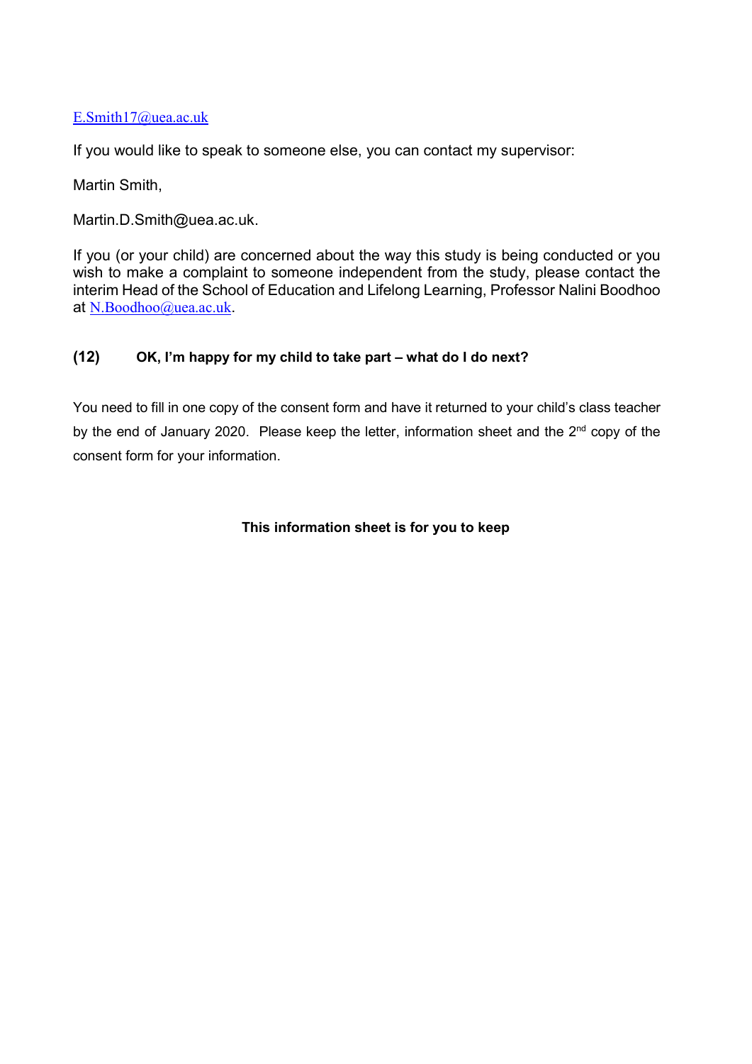E.Smith17@uea.ac.uk

If you would like to speak to someone else, you can contact my supervisor:

Martin Smith,

Martin.D.Smith@uea.ac.uk.

If you (or your child) are concerned about the way this study is being conducted or you wish to make a complaint to someone independent from the study, please contact the interim Head of the School of Education and Lifelong Learning, Professor Nalini Boodhoo at N.Boodhoo@uea.ac.uk.

### (12) OK, I'm happy for my child to take part – what do I do next?

You need to fill in one copy of the consent form and have it returned to your child's class teacher by the end of January 2020. Please keep the letter, information sheet and the 2nd copy of the consent form for your information.

**This information sheet is for you to keep**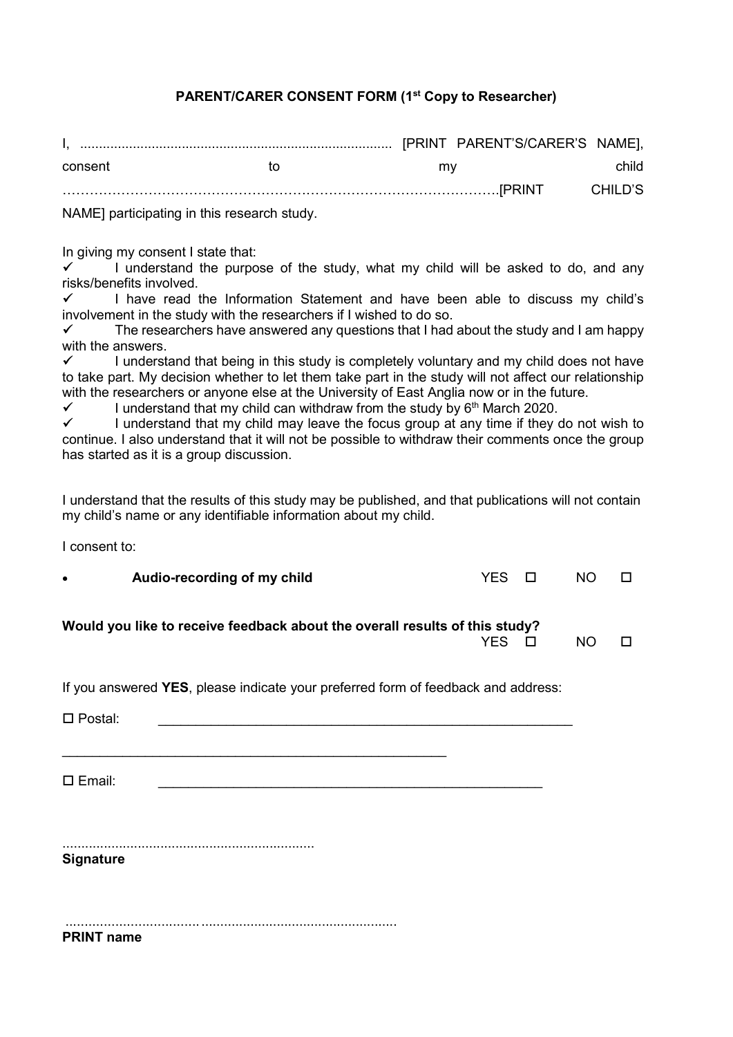**PARENT/CARER CONSENT FORM (1st Copy to Researcher)**

I, .................................................................................. [PRINT PARENT'S/CARER'S NAME], consent to my child ……………………………………………………………………………………[PRINT CHILD'S NAME] participating in this research study.

In giving my consent I state that:

- ✓ I understand the purpose of the study, what my child will be asked to do, and any risks/benefits involved.
- ✓ I have read the Information Statement and have been able to discuss my child's involvement in the study with the researchers if I wished to do so.
- ✓ The researchers have answered any questions that I had about the study and I am happy with the answers.
- ✓ I understand that being in this study is completely voluntary and my child does not have to take part. My decision whether to let them take part in the study will not affect our relationship with the researchers or anyone else at the University of East Anglia now or in the future.
- ✓ I understand that my child can withdraw from the study by 6th March 2020.
- ✓ I understand that my child may leave the focus group at any time if they do not wish to continue. I also understand that it will not be possible to withdraw their comments once the group has started as it is a group discussion.

I understand that the results of this study may be published, and that publications will not contain my child's name or any identifiable information about my child.

I consent to:

- **Audio-recording of my child** YES ☐ NO ☐

**Would you like to receive feedback about the overall results of this study?** YES ☐ NO ☐

If you answered **YES**, please indicate your preferred form of feedback and address:

☐ Postal: \_\_\_\_\_\_\_\_\_\_\_\_\_\_\_\_\_\_\_\_\_\_\_\_\_\_\_\_\_\_\_\_\_\_\_\_\_\_\_\_\_\_\_\_\_\_\_\_\_\_\_\_\_\_

\_\_\_\_\_\_\_\_\_\_\_\_\_\_\_\_\_\_\_\_\_\_\_\_\_\_\_\_\_\_\_\_\_\_\_\_\_\_\_\_\_\_\_\_\_\_\_\_\_\_\_

☐ Email: \_\_\_\_\_\_\_\_\_\_\_\_\_\_\_\_\_\_\_\_\_\_\_\_\_\_\_\_\_\_\_\_\_\_\_\_\_\_\_\_\_\_\_\_\_\_\_\_\_\_

..................................................................

**Signature**

.................................... ....................................................

**PRINT name**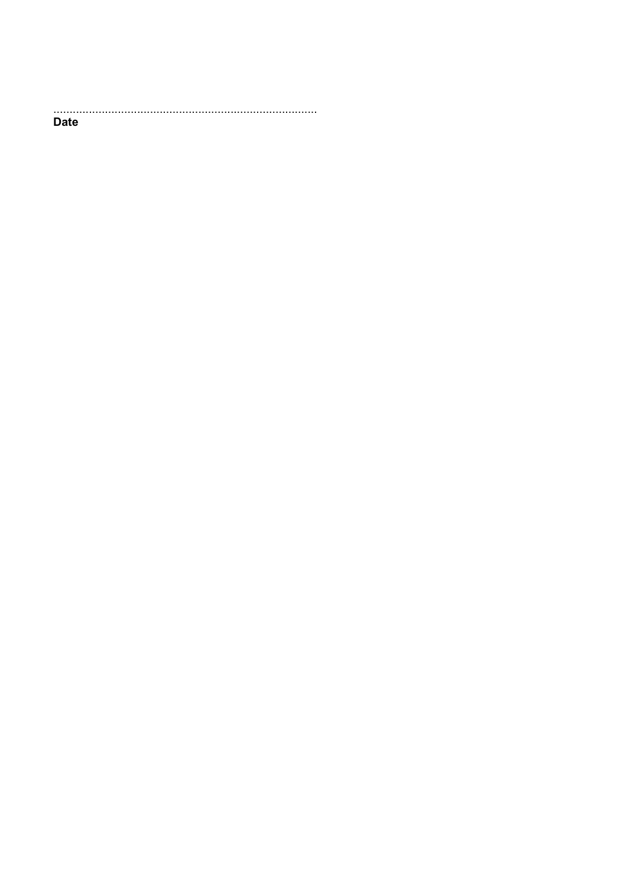……………………………………………………………………………

**Date**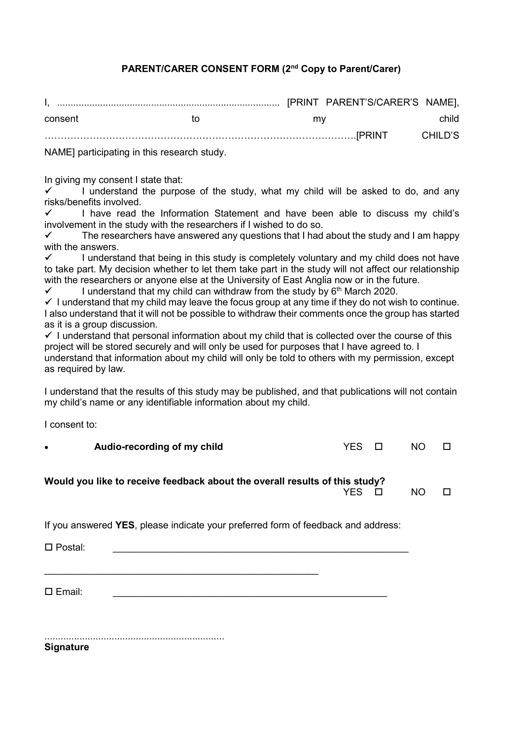**PARENT/CARER CONSENT FORM (2nd Copy to Parent/Carer)**

I, .................................................................................. [PRINT PARENT'S/CARER'S NAME], consent to my child ……………………………………………………………………………………….[PRINT CHILD'S NAME] participating in this research study.

In giving my consent I state that:

- ✓ I understand the purpose of the study, what my child will be asked to do, and any risks/benefits involved.
- ✓ I have read the Information Statement and have been able to discuss my child's involvement in the study with the researchers if I wished to do so.
- ✓ The researchers have answered any questions that I had about the study and I am happy with the answers.
- ✓ I understand that being in this study is completely voluntary and my child does not have to take part. My decision whether to let them take part in the study will not affect our relationship with the researchers or anyone else at the University of East Anglia now or in the future.
- ✓ I understand that my child can withdraw from the study by 6th March 2020.
- ✓ I understand that my child may leave the focus group at any time if they do not wish to continue. I also understand that it will not be possible to withdraw their comments once the group has started as it is a group discussion.
- ✓ I understand that personal information about my child that is collected over the course of this project will be stored securely and will only be used for purposes that I have agreed to. I understand that information about my child will only be told to others with my permission, except as required by law.

I understand that the results of this study may be published, and that publications will not contain my child's name or any identifiable information about my child.

I consent to:

- **Audio-recording of my child** YES ☐ NO ☐

**Would you like to receive feedback about the overall results of this study?** YES ☐ NO ☐

If you answered **YES**, please indicate your preferred form of feedback and address:

☐ Postal: _______________________________________________________

_______________________________________________________

☐ Email: _______________________________________________________

...................................................................
**Signature**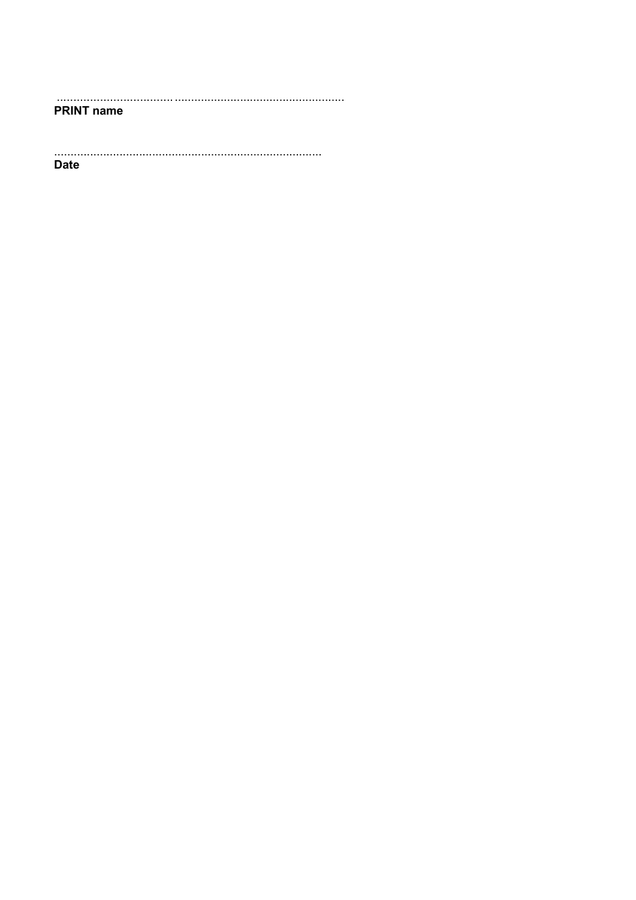...................................  ...................................................

**PRINT name**

.................................................................................

**Date**